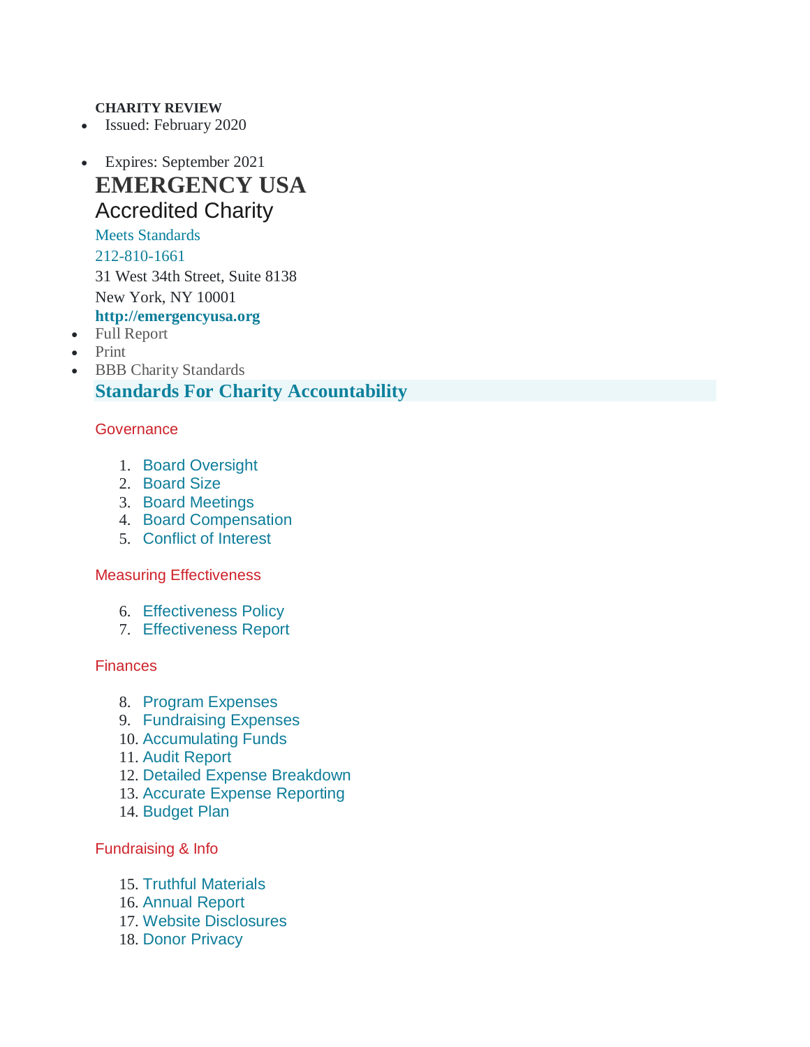**CHARITY REVIEW**

- Issued: February 2020
- Expires: September 2021

# EMERGENCY USA

## Accredited Charity

Meets Standards

212-810-1661

31 West 34th Street, Suite 8138

New York, NY 10001

**http://emergencyusa.org**

- Full Report
- Print
- BBB Charity Standards

## Standards For Charity Accountability

### Governance

1. Board Oversight
2. Board Size
3. Board Meetings
4. Board Compensation
5. Conflict of Interest

### Measuring Effectiveness

6. Effectiveness Policy
7. Effectiveness Report

### Finances

8. Program Expenses
9. Fundraising Expenses
10. Accumulating Funds
11. Audit Report
12. Detailed Expense Breakdown
13. Accurate Expense Reporting
14. Budget Plan

### Fundraising & Info

15. Truthful Materials
16. Annual Report
17. Website Disclosures
18. Donor Privacy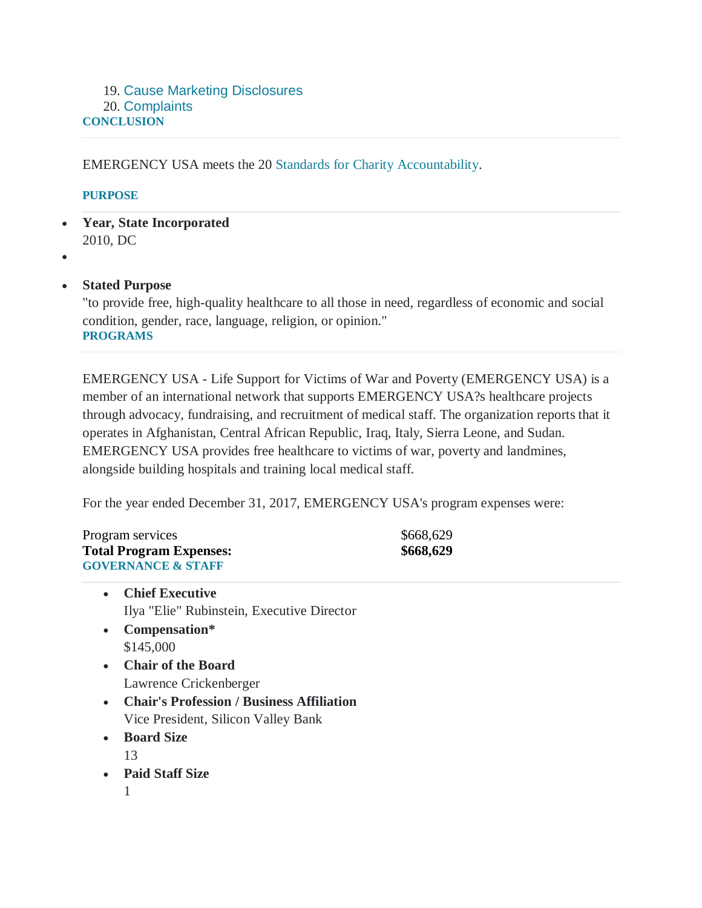19. Cause Marketing Disclosures
20. Complaints

**CONCLUSION**

EMERGENCY USA meets the 20 Standards for Charity Accountability.

**PURPOSE**

- **Year, State Incorporated**
  2010, DC
- 
- **Stated Purpose**
  "to provide free, high-quality healthcare to all those in need, regardless of economic and social condition, gender, race, language, religion, or opinion."

**PROGRAMS**

EMERGENCY USA - Life Support for Victims of War and Poverty (EMERGENCY USA) is a member of an international network that supports EMERGENCY USA?s healthcare projects through advocacy, fundraising, and recruitment of medical staff. The organization reports that it operates in Afghanistan, Central African Republic, Iraq, Italy, Sierra Leone, and Sudan. EMERGENCY USA provides free healthcare to victims of war, poverty and landmines, alongside building hospitals and training local medical staff.

For the year ended December 31, 2017, EMERGENCY USA's program expenses were:

| | |
|---|---|
| Program services | $668,629 |
| **Total Program Expenses:** | **$668,629** |

**GOVERNANCE & STAFF**

- **Chief Executive**
  Ilya "Elie" Rubinstein, Executive Director
- **Compensation***
  $145,000
- **Chair of the Board**
  Lawrence Crickenberger
- **Chair's Profession / Business Affiliation**
  Vice President, Silicon Valley Bank
- **Board Size**
  13
- **Paid Staff Size**
  1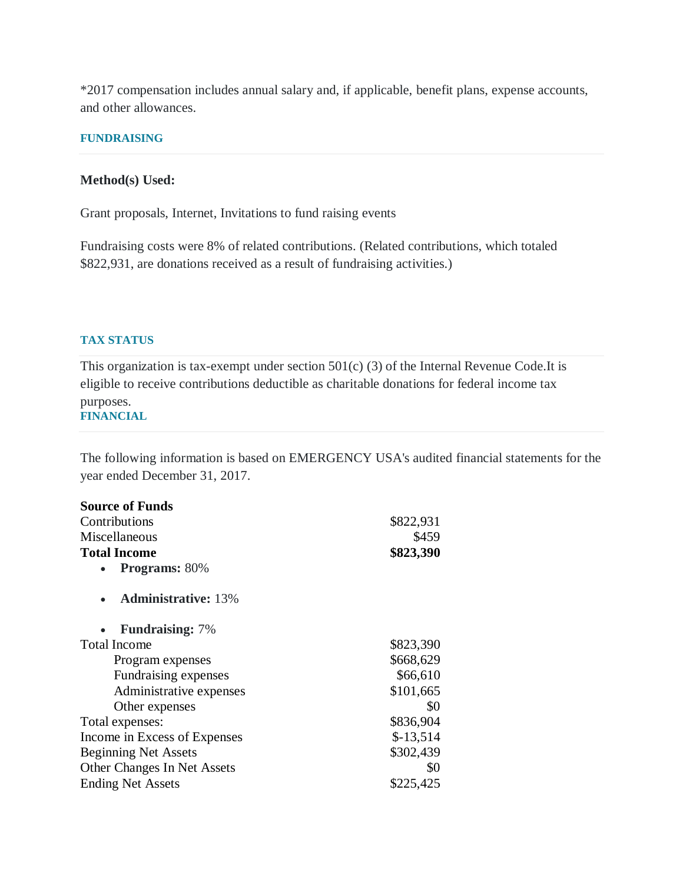*2017 compensation includes annual salary and, if applicable, benefit plans, expense accounts, and other allowances.

### FUNDRAISING

**Method(s) Used:**

Grant proposals, Internet, Invitations to fund raising events

Fundraising costs were 8% of related contributions. (Related contributions, which totaled $822,931, are donations received as a result of fundraising activities.)

### TAX STATUS

This organization is tax-exempt under section 501(c) (3) of the Internal Revenue Code.It is eligible to receive contributions deductible as charitable donations for federal income tax purposes.

### FINANCIAL

The following information is based on EMERGENCY USA's audited financial statements for the year ended December 31, 2017.

| **Source of Funds** | |
|---|---|
| Contributions | $822,931 |
| Miscellaneous | $459 |
| **Total Income** | **$823,390** |

- **Programs:** 80%
- **Administrative:** 13%
- **Fundraising:** 7%

| | |
|---|---|
| Total Income | $823,390 |
| Program expenses | $668,629 |
| Fundraising expenses | $66,610 |
| Administrative expenses | $101,665 |
| Other expenses | $0 |
| Total expenses: | $836,904 |
| Income in Excess of Expenses | $-13,514 |
| Beginning Net Assets | $302,439 |
| Other Changes In Net Assets | $0 |
| Ending Net Assets | $225,425 |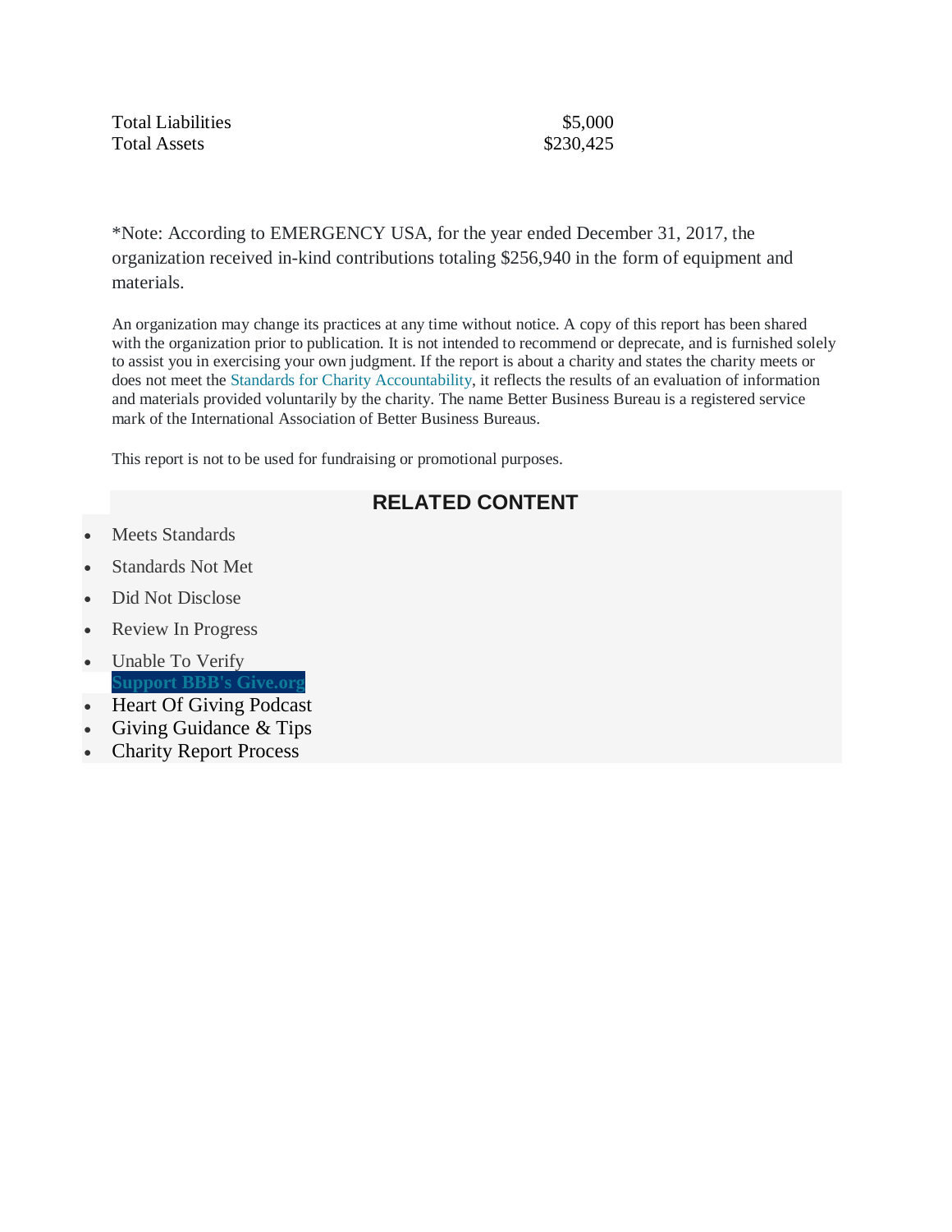| | |
|---|---|
| Total Liabilities | $5,000 |
| Total Assets | $230,425 |

*Note: According to EMERGENCY USA, for the year ended December 31, 2017, the organization received in-kind contributions totaling $256,940 in the form of equipment and materials.

An organization may change its practices at any time without notice. A copy of this report has been shared with the organization prior to publication. It is not intended to recommend or deprecate, and is furnished solely to assist you in exercising your own judgment. If the report is about a charity and states the charity meets or does not meet the Standards for Charity Accountability, it reflects the results of an evaluation of information and materials provided voluntarily by the charity. The name Better Business Bureau is a registered service mark of the International Association of Better Business Bureaus.

This report is not to be used for fundraising or promotional purposes.

## RELATED CONTENT

- Meets Standards
- Standards Not Met
- Did Not Disclose
- Review In Progress
- Unable To Verify

**Support BBB's Give.org**

- Heart Of Giving Podcast
- Giving Guidance & Tips
- Charity Report Process